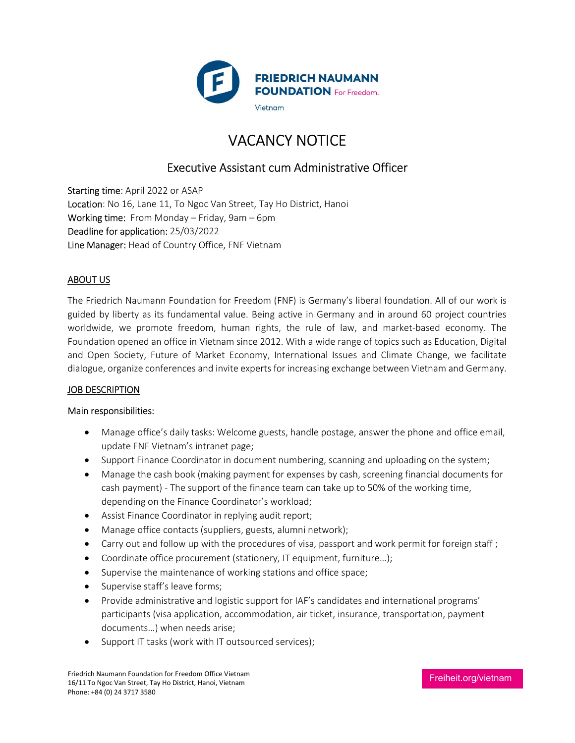FRIEDRICH NAUMANN FOUNDATION For Freedom.

Vietnam

# VACANCY NOTICE

## Executive Assistant cum Administrative Officer

Starting time: April 2022 or ASAP
Location: No 16, Lane 11, To Ngoc Van Street, Tay Ho District, Hanoi
Working time: From Monday – Friday, 9am – 6pm
Deadline for application: 25/03/2022
Line Manager: Head of Country Office, FNF Vietnam

### ABOUT US

The Friedrich Naumann Foundation for Freedom (FNF) is Germany's liberal foundation. All of our work is guided by liberty as its fundamental value. Being active in Germany and in around 60 project countries worldwide, we promote freedom, human rights, the rule of law, and market-based economy. The Foundation opened an office in Vietnam since 2012. With a wide range of topics such as Education, Digital and Open Society, Future of Market Economy, International Issues and Climate Change, we facilitate dialogue, organize conferences and invite experts for increasing exchange between Vietnam and Germany.

### JOB DESCRIPTION

Main responsibilities:

- Manage office's daily tasks: Welcome guests, handle postage, answer the phone and office email, update FNF Vietnam's intranet page;
- Support Finance Coordinator in document numbering, scanning and uploading on the system;
- Manage the cash book (making payment for expenses by cash, screening financial documents for cash payment) - The support of the finance team can take up to 50% of the working time, depending on the Finance Coordinator's workload;
- Assist Finance Coordinator in replying audit report;
- Manage office contacts (suppliers, guests, alumni network);
- Carry out and follow up with the procedures of visa, passport and work permit for foreign staff ;
- Coordinate office procurement (stationery, IT equipment, furniture…);
- Supervise the maintenance of working stations and office space;
- Supervise staff's leave forms;
- Provide administrative and logistic support for IAF's candidates and international programs' participants (visa application, accommodation, air ticket, insurance, transportation, payment documents…) when needs arise;
- Support IT tasks (work with IT outsourced services);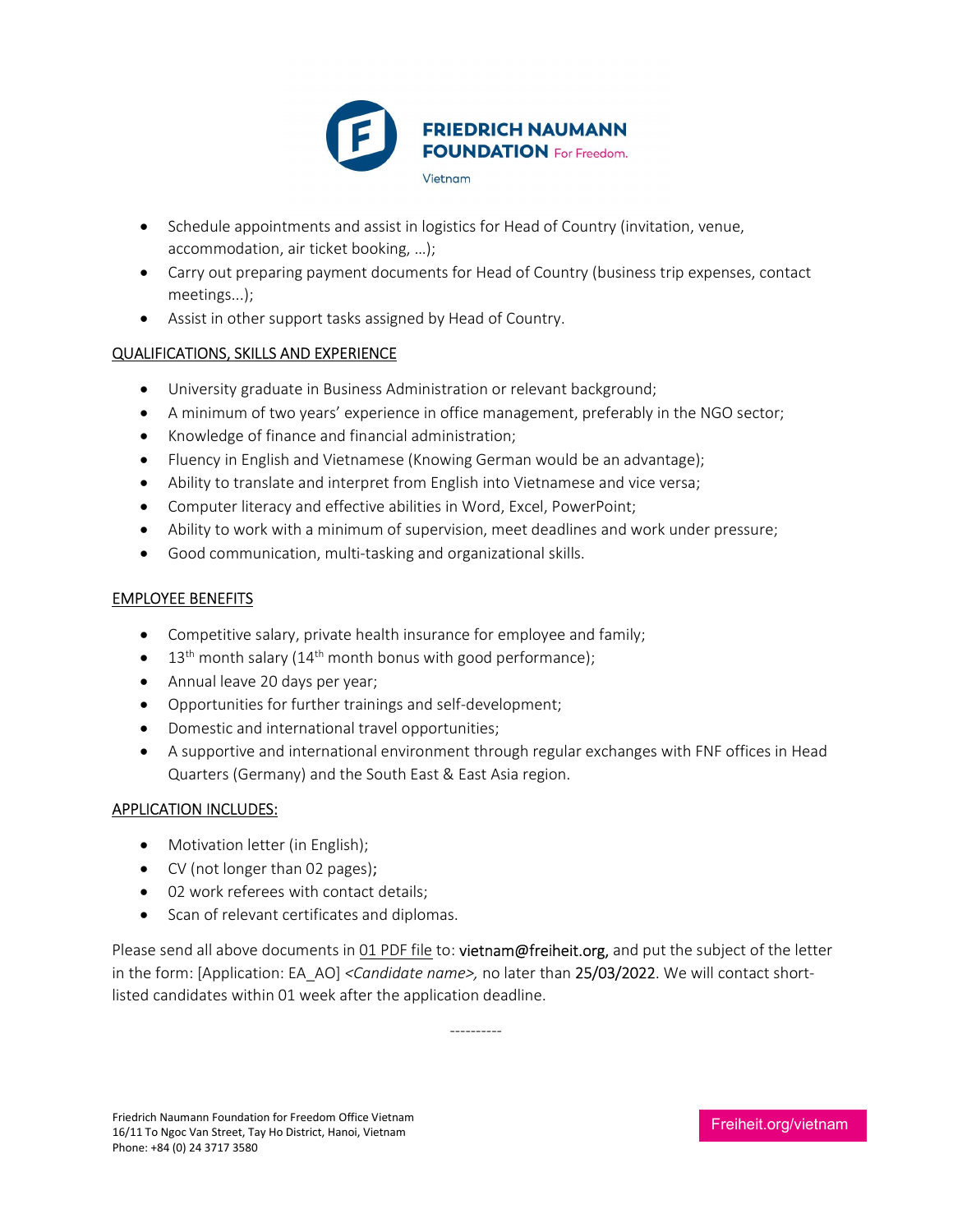- Schedule appointments and assist in logistics for Head of Country (invitation, venue, accommodation, air ticket booking, …);
- Carry out preparing payment documents for Head of Country (business trip expenses, contact meetings...);
- Assist in other support tasks assigned by Head of Country.

## QUALIFICATIONS, SKILLS AND EXPERIENCE

- University graduate in Business Administration or relevant background;
- A minimum of two years' experience in office management, preferably in the NGO sector;
- Knowledge of finance and financial administration;
- Fluency in English and Vietnamese (Knowing German would be an advantage);
- Ability to translate and interpret from English into Vietnamese and vice versa;
- Computer literacy and effective abilities in Word, Excel, PowerPoint;
- Ability to work with a minimum of supervision, meet deadlines and work under pressure;
- Good communication, multi-tasking and organizational skills.

## EMPLOYEE BENEFITS

- Competitive salary, private health insurance for employee and family;
- 13th month salary (14th month bonus with good performance);
- Annual leave 20 days per year;
- Opportunities for further trainings and self-development;
- Domestic and international travel opportunities;
- A supportive and international environment through regular exchanges with FNF offices in Head Quarters (Germany) and the South East & East Asia region.

## APPLICATION INCLUDES:

- Motivation letter (in English);
- CV (not longer than 02 pages);
- 02 work referees with contact details;
- Scan of relevant certificates and diplomas.

Please send all above documents in 01 PDF file to: vietnam@freiheit.org, and put the subject of the letter in the form: [Application: EA_AO] *<Candidate name>,* no later than 25/03/2022. We will contact short-listed candidates within 01 week after the application deadline.

----------